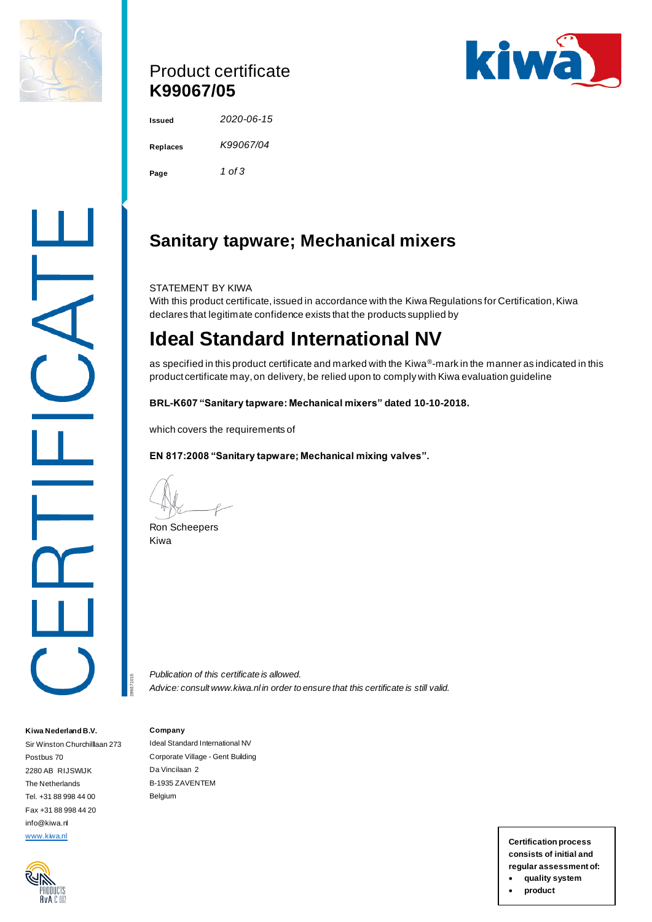# Product certificate
# K99067/05

| | |
|---|---|
| **Issued** | *2020-06-15* |
| **Replaces** | *K99067/04* |
| **Page** | *1 of 3* |

CERTIFICATE

## Sanitary tapware; Mechanical mixers

STATEMENT BY KIWA

With this product certificate, issued in accordance with the Kiwa Regulations for Certification, Kiwa declares that legitimate confidence exists that the products supplied by

# Ideal Standard International NV

as specified in this product certificate and marked with the Kiwa®-mark in the manner as indicated in this product certificate may, on delivery, be relied upon to comply with Kiwa evaluation guideline

**BRL-K607 "Sanitary tapware: Mechanical mixers" dated 10-10-2018.**

which covers the requirements of

**EN 817:2008 "Sanitary tapware; Mechanical mixing valves".**

Ron Scheepers
Kiwa

*Publication of this certificate is allowed.*
*Advice: consult www.kiwa.nl in order to ensure that this certificate is still valid.*

**Kiwa Nederland B.V.**
Sir Winston Churchilllaan 273
Postbus 70
2280 AB RIJSWIJK
The Netherlands
Tel. +31 88 998 44 00
Fax +31 88 998 44 20
info@kiwa.nl
www.kiwa.nl

**Company**
Ideal Standard International NV
Corporate Village - Gent Building
Da Vincilaan 2
B-1935 ZAVENTEM
Belgium

**Certification process consists of initial and regular assessment of:**

- **quality system**
- **product**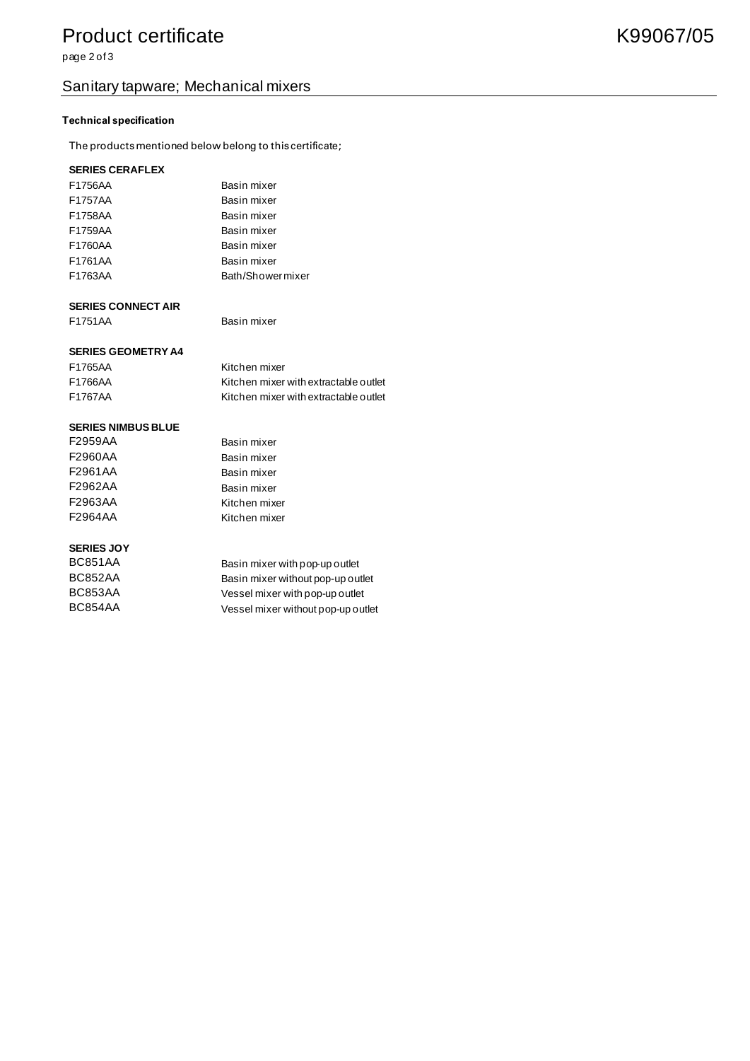# Product certificate

K99067/05

## Sanitary tapware; Mechanical mixers

**Technical specification**

The products mentioned below belong to this certificate;

**SERIES CERAFLEX**

| | |
|---|---|
| F1756AA | Basin mixer |
| F1757AA | Basin mixer |
| F1758AA | Basin mixer |
| F1759AA | Basin mixer |
| F1760AA | Basin mixer |
| F1761AA | Basin mixer |
| F1763AA | Bath/Shower mixer |

**SERIES CONNECT AIR**

| | |
|---|---|
| F1751AA | Basin mixer |

**SERIES GEOMETRY A4**

| | |
|---|---|
| F1765AA | Kitchen mixer |
| F1766AA | Kitchen mixer with extractable outlet |
| F1767AA | Kitchen mixer with extractable outlet |

**SERIES NIMBUS BLUE**

| | |
|---|---|
| F2959AA | Basin mixer |
| F2960AA | Basin mixer |
| F2961AA | Basin mixer |
| F2962AA | Basin mixer |
| F2963AA | Kitchen mixer |
| F2964AA | Kitchen mixer |

**SERIES JOY**

| | |
|---|---|
| BC851AA | Basin mixer with pop-up outlet |
| BC852AA | Basin mixer without pop-up outlet |
| BC853AA | Vessel mixer with pop-up outlet |
| BC854AA | Vessel mixer without pop-up outlet |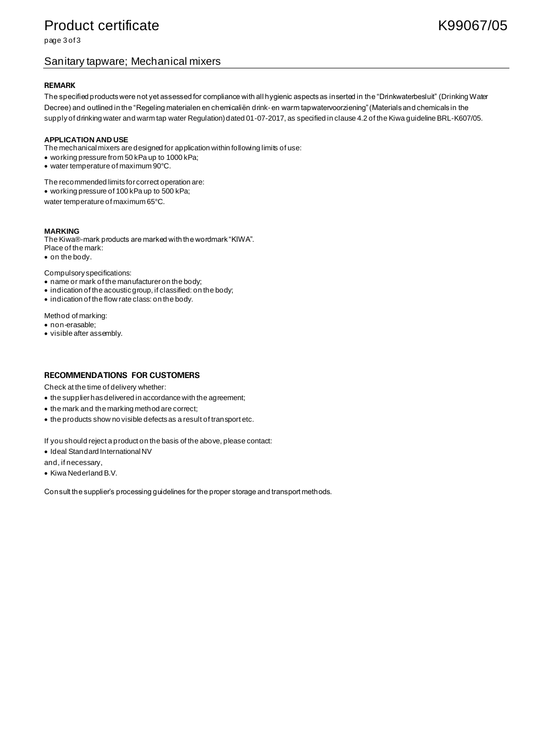## Sanitary tapware; Mechanical mixers

### REMARK

The specified products were not yet assessed for compliance with all hygienic aspects as inserted in the "Drinkwaterbesluit" (Drinking Water Decree) and outlined in the "Regeling materialen en chemicaliën drink- en warm tapwatervoorziening" (Materials and chemicals in the supply of drinking water and warm tap water Regulation) dated 01-07-2017, as specified in clause 4.2 of the Kiwa guideline BRL-K607/05.

### APPLICATION AND USE

The mechanical mixers are designed for application within following limits of use:

- working pressure from 50 kPa up to 1000 kPa;
- water temperature of maximum 90°C.

The recommended limits for correct operation are:

- working pressure of 100 kPa up to 500 kPa;

water temperature of maximum 65°C.

### MARKING

The Kiwa®-mark products are marked with the wordmark "KIWA".
Place of the mark:

- on the body.

Compulsory specifications:

- name or mark of the manufacturer on the body;
- indication of the acoustic group, if classified: on the body;
- indication of the flow rate class: on the body.

Method of marking:

- non-erasable;
- visible after assembly.

### RECOMMENDATIONS FOR CUSTOMERS

Check at the time of delivery whether:

- the supplier has delivered in accordance with the agreement;
- the mark and the marking method are correct;
- the products show no visible defects as a result of transport etc.

If you should reject a product on the basis of the above, please contact:

- Ideal Standard International NV

and, if necessary,

- Kiwa Nederland B.V.

Consult the supplier's processing guidelines for the proper storage and transport methods.